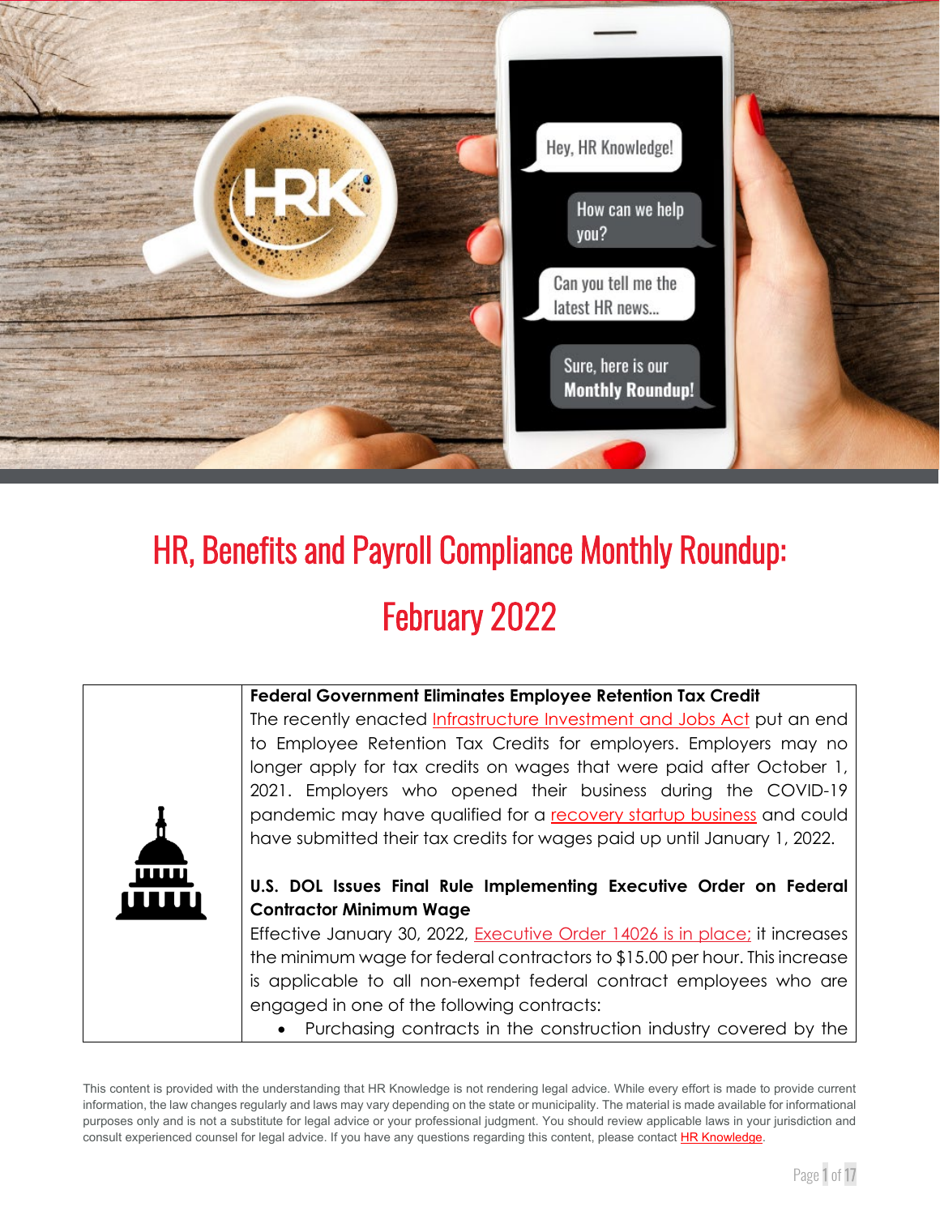# HR, Benefits and Payroll Compliance Monthly Roundup: February 2022

**Federal Government Eliminates Employee Retention Tax Credit**

The recently enacted Infrastructure Investment and Jobs Act put an end to Employee Retention Tax Credits for employers. Employers may no longer apply for tax credits on wages that were paid after October 1, 2021. Employers who opened their business during the COVID-19 pandemic may have qualified for a recovery startup business and could have submitted their tax credits for wages paid up until January 1, 2022.

**U.S. DOL Issues Final Rule Implementing Executive Order on Federal Contractor Minimum Wage**

Effective January 30, 2022, Executive Order 14026 is in place; it increases the minimum wage for federal contractors to $15.00 per hour. This increase is applicable to all non-exempt federal contract employees who are engaged in one of the following contracts:

- Purchasing contracts in the construction industry covered by the

This content is provided with the understanding that HR Knowledge is not rendering legal advice. While every effort is made to provide current information, the law changes regularly and laws may vary depending on the state or municipality. The material is made available for informational purposes only and is not a substitute for legal advice or your professional judgment. You should review applicable laws in your jurisdiction and consult experienced counsel for legal advice. If you have any questions regarding this content, please contact HR Knowledge.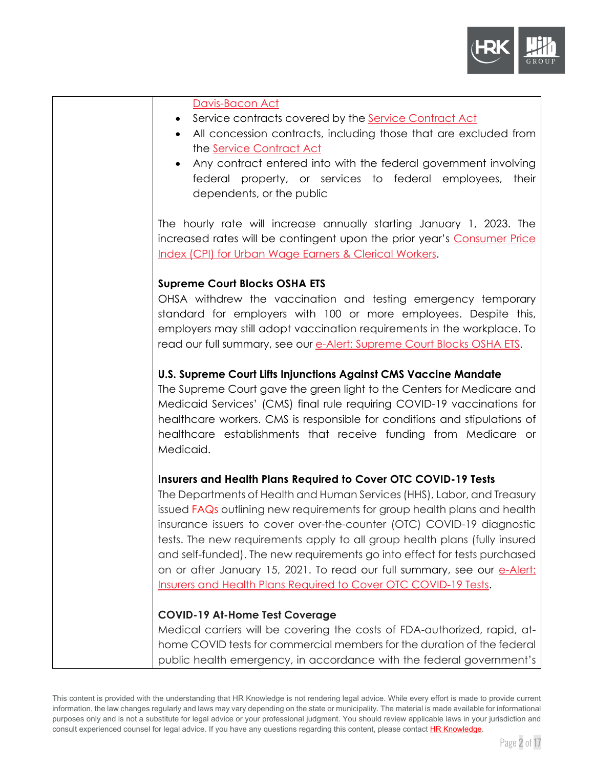| | Davis-Bacon Act<br>• Service contracts covered by the Service Contract Act<br>• All concession contracts, including those that are excluded from the Service Contract Act<br>• Any contract entered into with the federal government involving federal property, or services to federal employees, their dependents, or the public<br><br>The hourly rate will increase annually starting January 1, 2023. The increased rates will be contingent upon the prior year's Consumer Price Index (CPI) for Urban Wage Earners & Clerical Workers.<br><br>**Supreme Court Blocks OSHA ETS**<br>OHSA withdrew the vaccination and testing emergency temporary standard for employers with 100 or more employees. Despite this, employers may still adopt vaccination requirements in the workplace. To read our full summary, see our e-Alert: Supreme Court Blocks OSHA ETS.<br><br>**U.S. Supreme Court Lifts Injunctions Against CMS Vaccine Mandate**<br>The Supreme Court gave the green light to the Centers for Medicare and Medicaid Services' (CMS) final rule requiring COVID-19 vaccinations for healthcare workers. CMS is responsible for conditions and stipulations of healthcare establishments that receive funding from Medicare or Medicaid.<br><br>**Insurers and Health Plans Required to Cover OTC COVID-19 Tests**<br>The Departments of Health and Human Services (HHS), Labor, and Treasury issued FAQs outlining new requirements for group health plans and health insurance issuers to cover over-the-counter (OTC) COVID-19 diagnostic tests. The new requirements apply to all group health plans (fully insured and self-funded). The new requirements go into effect for tests purchased on or after January 15, 2021. To read our full summary, see our e-Alert: Insurers and Health Plans Required to Cover OTC COVID-19 Tests.<br><br>**COVID-19 At-Home Test Coverage**<br>Medical carriers will be covering the costs of FDA-authorized, rapid, at-home COVID tests for commercial members for the duration of the federal public health emergency, in accordance with the federal government's |
|---|---|

This content is provided with the understanding that HR Knowledge is not rendering legal advice. While every effort is made to provide current information, the law changes regularly and laws may vary depending on the state or municipality. The material is made available for informational purposes only and is not a substitute for legal advice or your professional judgment. You should review applicable laws in your jurisdiction and consult experienced counsel for legal advice. If you have any questions regarding this content, please contact HR Knowledge.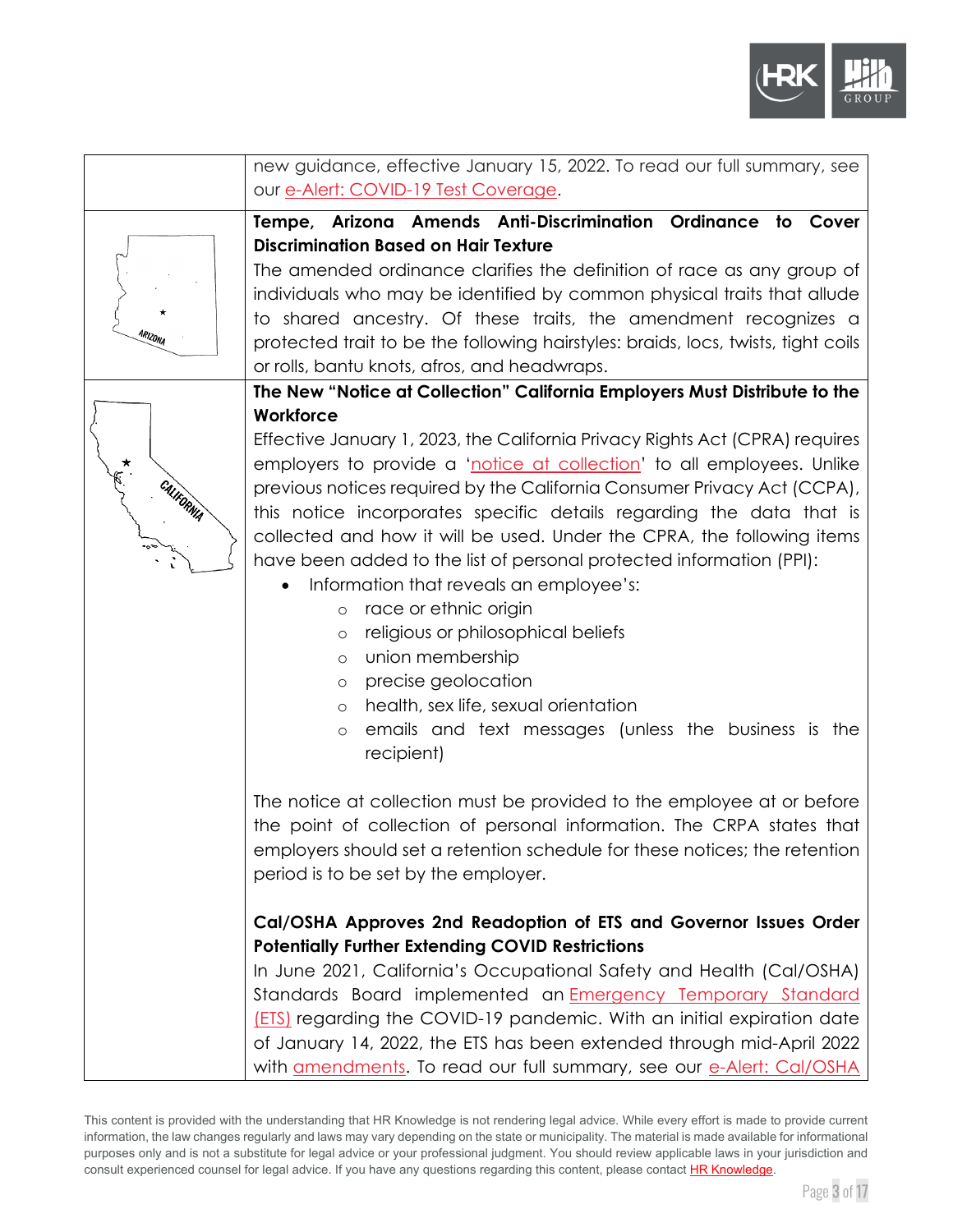| | |
|---|---|
| | new guidance, effective January 15, 2022. To read our full summary, see our e-Alert: COVID-19 Test Coverage. |
| ARIZONA | **Tempe, Arizona Amends Anti-Discrimination Ordinance to Cover Discrimination Based on Hair Texture**<br>The amended ordinance clarifies the definition of race as any group of individuals who may be identified by common physical traits that allude to shared ancestry. Of these traits, the amendment recognizes a protected trait to be the following hairstyles: braids, locs, twists, tight coils or rolls, bantu knots, afros, and headwraps. |
| CALIFORNIA | **The New "Notice at Collection" California Employers Must Distribute to the Workforce**<br>Effective January 1, 2023, the California Privacy Rights Act (CPRA) requires employers to provide a 'notice at collection' to all employees. Unlike previous notices required by the California Consumer Privacy Act (CCPA), this notice incorporates specific details regarding the data that is collected and how it will be used. Under the CPRA, the following items have been added to the list of personal protected information (PPI):<br>• Information that reveals an employee's:<br>&nbsp;&nbsp;&nbsp;&nbsp;o race or ethnic origin<br>&nbsp;&nbsp;&nbsp;&nbsp;o religious or philosophical beliefs<br>&nbsp;&nbsp;&nbsp;&nbsp;o union membership<br>&nbsp;&nbsp;&nbsp;&nbsp;o precise geolocation<br>&nbsp;&nbsp;&nbsp;&nbsp;o health, sex life, sexual orientation<br>&nbsp;&nbsp;&nbsp;&nbsp;o emails and text messages (unless the business is the recipient)<br><br>The notice at collection must be provided to the employee at or before the point of collection of personal information. The CRPA states that employers should set a retention schedule for these notices; the retention period is to be set by the employer.<br><br>**Cal/OSHA Approves 2nd Readoption of ETS and Governor Issues Order Potentially Further Extending COVID Restrictions**<br>In June 2021, California's Occupational Safety and Health (Cal/OSHA) Standards Board implemented an Emergency Temporary Standard (ETS) regarding the COVID-19 pandemic. With an initial expiration date of January 14, 2022, the ETS has been extended through mid-April 2022 with amendments. To read our full summary, see our e-Alert: Cal/OSHA |

This content is provided with the understanding that HR Knowledge is not rendering legal advice. While every effort is made to provide current information, the law changes regularly and laws may vary depending on the state or municipality. The material is made available for informational purposes only and is not a substitute for legal advice or your professional judgment. You should review applicable laws in your jurisdiction and consult experienced counsel for legal advice. If you have any questions regarding this content, please contact HR Knowledge.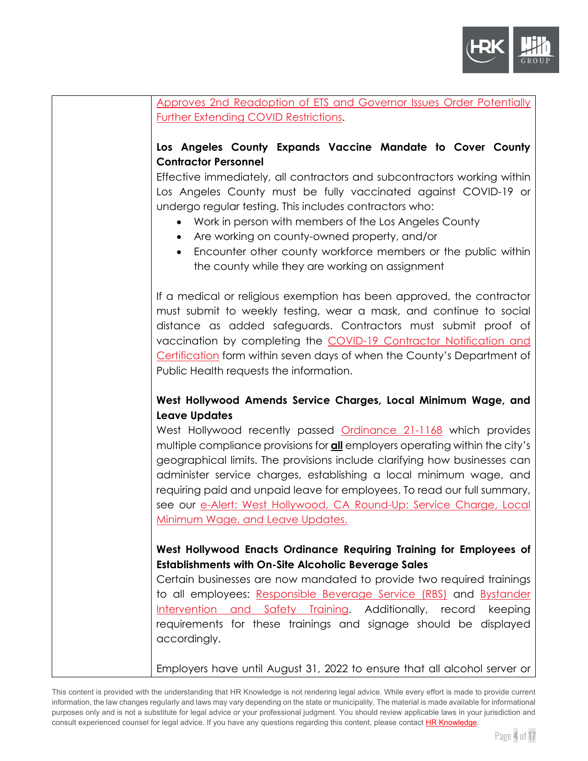| | Approves 2nd Readoption of ETS and Governor Issues Order Potentially Further Extending COVID Restrictions.<br><br>**Los Angeles County Expands Vaccine Mandate to Cover County Contractor Personnel**<br>Effective immediately, all contractors and subcontractors working within Los Angeles County must be fully vaccinated against COVID-19 or undergo regular testing. This includes contractors who:<br>• Work in person with members of the Los Angeles County<br>• Are working on county-owned property, and/or<br>• Encounter other county workforce members or the public within the county while they are working on assignment<br><br>If a medical or religious exemption has been approved, the contractor must submit to weekly testing, wear a mask, and continue to social distance as added safeguards. Contractors must submit proof of vaccination by completing the COVID-19 Contractor Notification and Certification form within seven days of when the County's Department of Public Health requests the information.<br><br>**West Hollywood Amends Service Charges, Local Minimum Wage, and Leave Updates**<br>West Hollywood recently passed Ordinance 21-1168 which provides multiple compliance provisions for **all** employers operating within the city's geographical limits. The provisions include clarifying how businesses can administer service charges, establishing a local minimum wage, and requiring paid and unpaid leave for employees. To read our full summary, see our e-Alert: West Hollywood, CA Round-Up: Service Charge, Local Minimum Wage, and Leave Updates.<br><br>**West Hollywood Enacts Ordinance Requiring Training for Employees of Establishments with On-Site Alcoholic Beverage Sales**<br>Certain businesses are now mandated to provide two required trainings to all employees: Responsible Beverage Service (RBS) and Bystander Intervention and Safety Training. Additionally, record keeping requirements for these trainings and signage should be displayed accordingly.<br><br>Employers have until August 31, 2022 to ensure that all alcohol server or |
|---|---|

This content is provided with the understanding that HR Knowledge is not rendering legal advice. While every effort is made to provide current information, the law changes regularly and laws may vary depending on the state or municipality. The material is made available for informational purposes only and is not a substitute for legal advice or your professional judgment. You should review applicable laws in your jurisdiction and consult experienced counsel for legal advice. If you have any questions regarding this content, please contact HR Knowledge.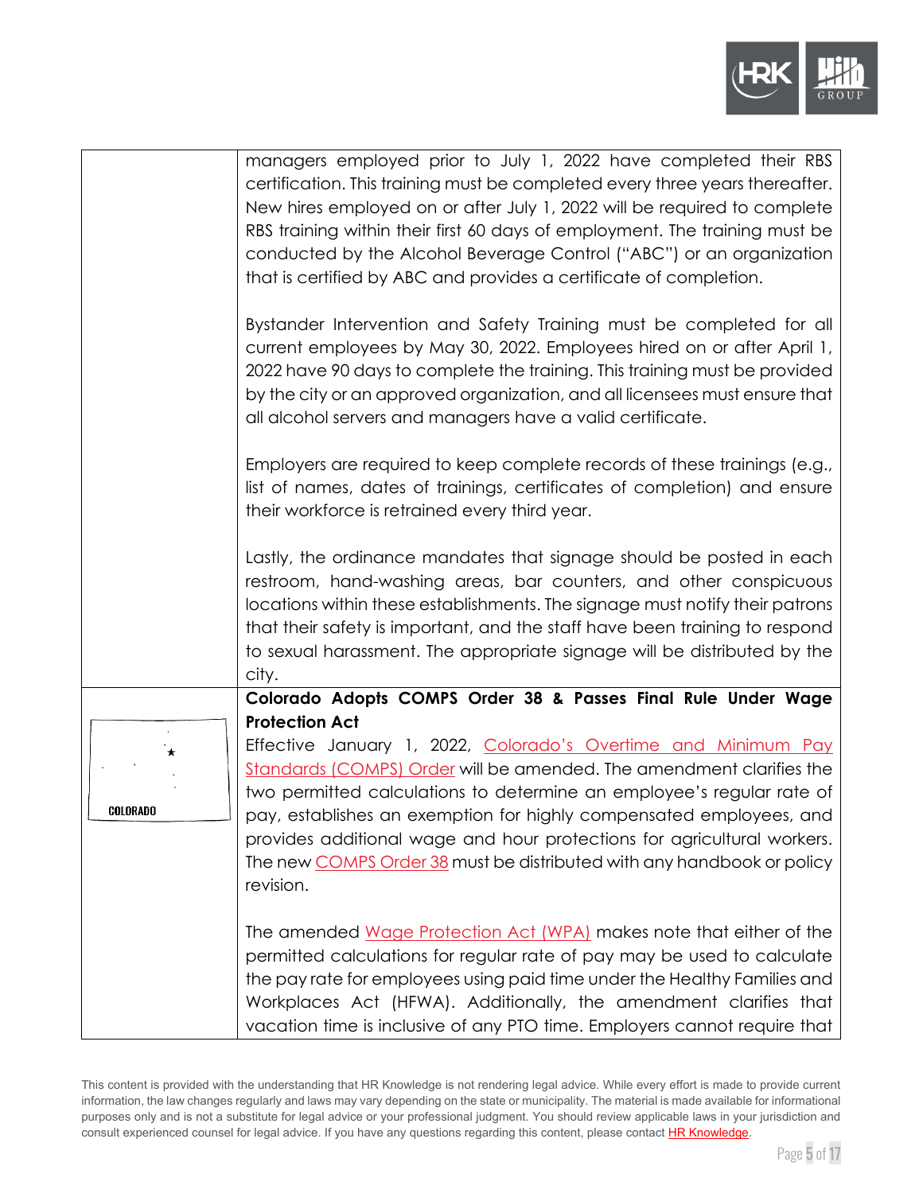| | |
|---|---|
| | managers employed prior to July 1, 2022 have completed their RBS certification. This training must be completed every three years thereafter. New hires employed on or after July 1, 2022 will be required to complete RBS training within their first 60 days of employment. The training must be conducted by the Alcohol Beverage Control ("ABC") or an organization that is certified by ABC and provides a certificate of completion.<br><br>Bystander Intervention and Safety Training must be completed for all current employees by May 30, 2022. Employees hired on or after April 1, 2022 have 90 days to complete the training. This training must be provided by the city or an approved organization, and all licensees must ensure that all alcohol servers and managers have a valid certificate.<br><br>Employers are required to keep complete records of these trainings (e.g., list of names, dates of trainings, certificates of completion) and ensure their workforce is retrained every third year.<br><br>Lastly, the ordinance mandates that signage should be posted in each restroom, hand-washing areas, bar counters, and other conspicuous locations within these establishments. The signage must notify their patrons that their safety is important, and the staff have been training to respond to sexual harassment. The appropriate signage will be distributed by the city. |
| COLORADO | **Colorado Adopts COMPS Order 38 & Passes Final Rule Under Wage Protection Act**<br>Effective January 1, 2022, Colorado's Overtime and Minimum Pay Standards (COMPS) Order will be amended. The amendment clarifies the two permitted calculations to determine an employee's regular rate of pay, establishes an exemption for highly compensated employees, and provides additional wage and hour protections for agricultural workers. The new COMPS Order 38 must be distributed with any handbook or policy revision.<br><br>The amended Wage Protection Act (WPA) makes note that either of the permitted calculations for regular rate of pay may be used to calculate the pay rate for employees using paid time under the Healthy Families and Workplaces Act (HFWA). Additionally, the amendment clarifies that vacation time is inclusive of any PTO time. Employers cannot require that |

This content is provided with the understanding that HR Knowledge is not rendering legal advice. While every effort is made to provide current information, the law changes regularly and laws may vary depending on the state or municipality. The material is made available for informational purposes only and is not a substitute for legal advice or your professional judgment. You should review applicable laws in your jurisdiction and consult experienced counsel for legal advice. If you have any questions regarding this content, please contact HR Knowledge.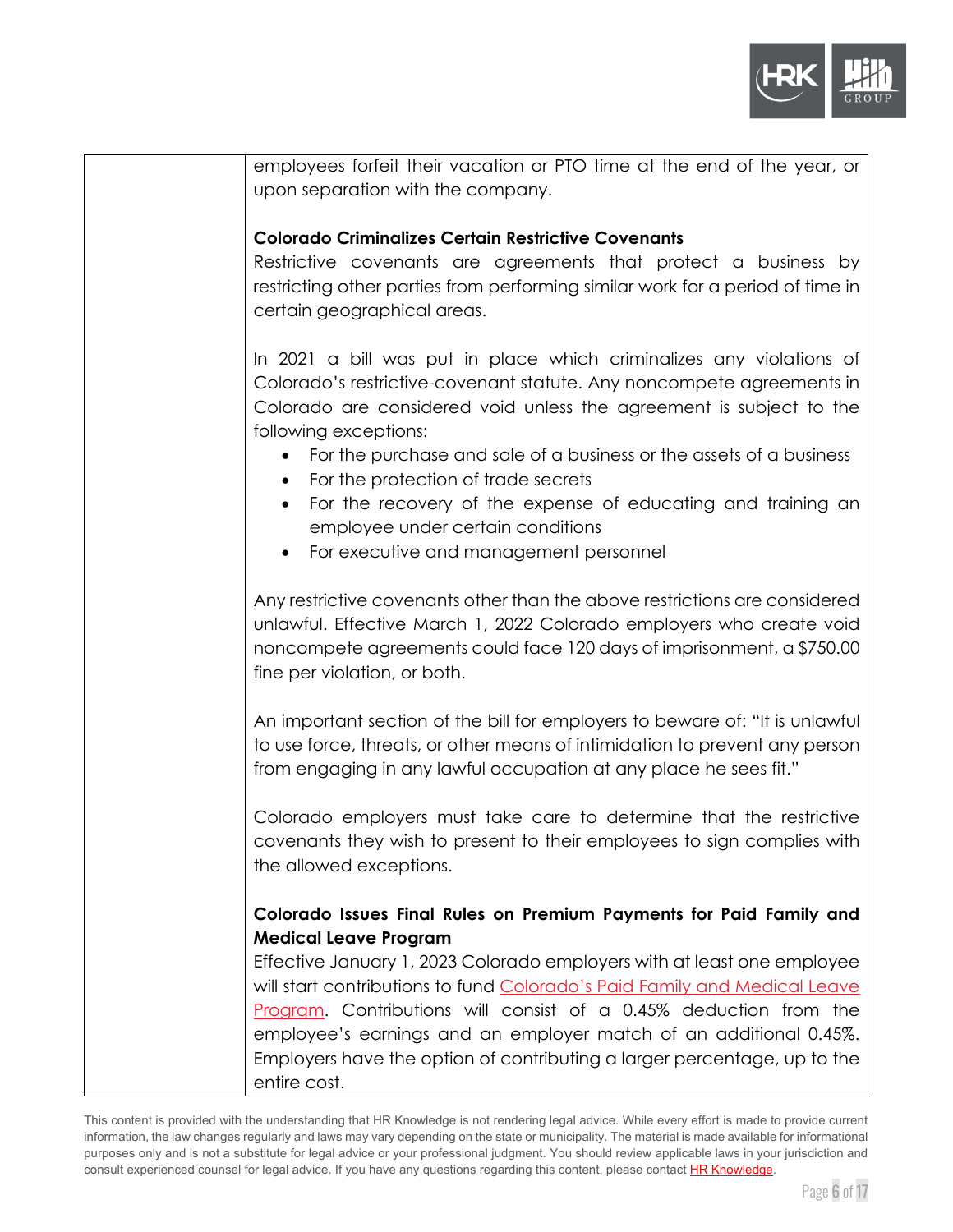employees forfeit their vacation or PTO time at the end of the year, or upon separation with the company.

**Colorado Criminalizes Certain Restrictive Covenants**

Restrictive covenants are agreements that protect a business by restricting other parties from performing similar work for a period of time in certain geographical areas.

In 2021 a bill was put in place which criminalizes any violations of Colorado's restrictive-covenant statute. Any noncompete agreements in Colorado are considered void unless the agreement is subject to the following exceptions:

- For the purchase and sale of a business or the assets of a business
- For the protection of trade secrets
- For the recovery of the expense of educating and training an employee under certain conditions
- For executive and management personnel

Any restrictive covenants other than the above restrictions are considered unlawful. Effective March 1, 2022 Colorado employers who create void noncompete agreements could face 120 days of imprisonment, a $750.00 fine per violation, or both.

An important section of the bill for employers to beware of: "It is unlawful to use force, threats, or other means of intimidation to prevent any person from engaging in any lawful occupation at any place he sees fit."

Colorado employers must take care to determine that the restrictive covenants they wish to present to their employees to sign complies with the allowed exceptions.

**Colorado Issues Final Rules on Premium Payments for Paid Family and Medical Leave Program**

Effective January 1, 2023 Colorado employers with at least one employee will start contributions to fund [Colorado's Paid Family and Medical Leave Program](). Contributions will consist of a 0.45% deduction from the employee's earnings and an employer match of an additional 0.45%. Employers have the option of contributing a larger percentage, up to the entire cost.

This content is provided with the understanding that HR Knowledge is not rendering legal advice. While every effort is made to provide current information, the law changes regularly and laws may vary depending on the state or municipality. The material is made available for informational purposes only and is not a substitute for legal advice or your professional judgment. You should review applicable laws in your jurisdiction and consult experienced counsel for legal advice. If you have any questions regarding this content, please contact HR Knowledge.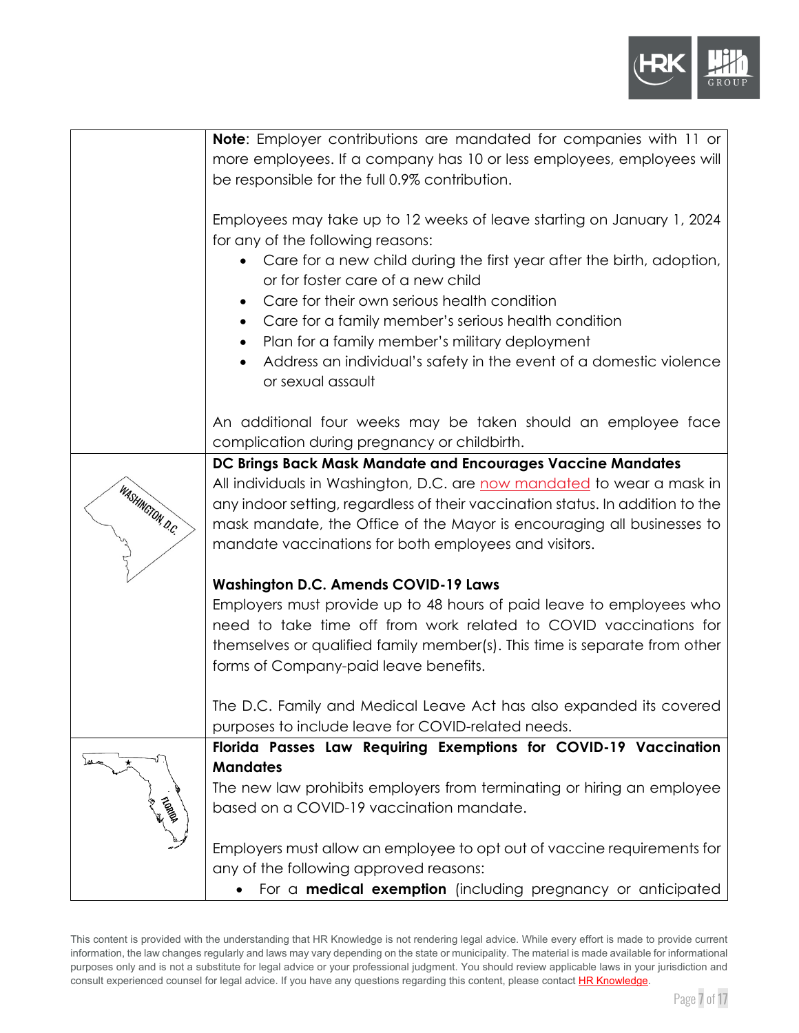| | |
|---|---|
| | **Note**: Employer contributions are mandated for companies with 11 or more employees. If a company has 10 or less employees, employees will be responsible for the full 0.9% contribution.<br><br>Employees may take up to 12 weeks of leave starting on January 1, 2024 for any of the following reasons:<br>• Care for a new child during the first year after the birth, adoption, or for foster care of a new child<br>• Care for their own serious health condition<br>• Care for a family member's serious health condition<br>• Plan for a family member's military deployment<br>• Address an individual's safety in the event of a domestic violence or sexual assault<br><br>An additional four weeks may be taken should an employee face complication during pregnancy or childbirth. |
| WASHINGTON, D.C. | **DC Brings Back Mask Mandate and Encourages Vaccine Mandates**<br>All individuals in Washington, D.C. are now mandated to wear a mask in any indoor setting, regardless of their vaccination status. In addition to the mask mandate, the Office of the Mayor is encouraging all businesses to mandate vaccinations for both employees and visitors.<br><br>**Washington D.C. Amends COVID-19 Laws**<br>Employers must provide up to 48 hours of paid leave to employees who need to take time off from work related to COVID vaccinations for themselves or qualified family member(s). This time is separate from other forms of Company-paid leave benefits.<br><br>The D.C. Family and Medical Leave Act has also expanded its covered purposes to include leave for COVID-related needs. |
| FLORIDA | **Florida Passes Law Requiring Exemptions for COVID-19 Vaccination Mandates**<br>The new law prohibits employers from terminating or hiring an employee based on a COVID-19 vaccination mandate.<br><br>Employers must allow an employee to opt out of vaccine requirements for any of the following approved reasons:<br>• For a **medical exemption** (including pregnancy or anticipated |

This content is provided with the understanding that HR Knowledge is not rendering legal advice. While every effort is made to provide current information, the law changes regularly and laws may vary depending on the state or municipality. The material is made available for informational purposes only and is not a substitute for legal advice or your professional judgment. You should review applicable laws in your jurisdiction and consult experienced counsel for legal advice. If you have any questions regarding this content, please contact HR Knowledge.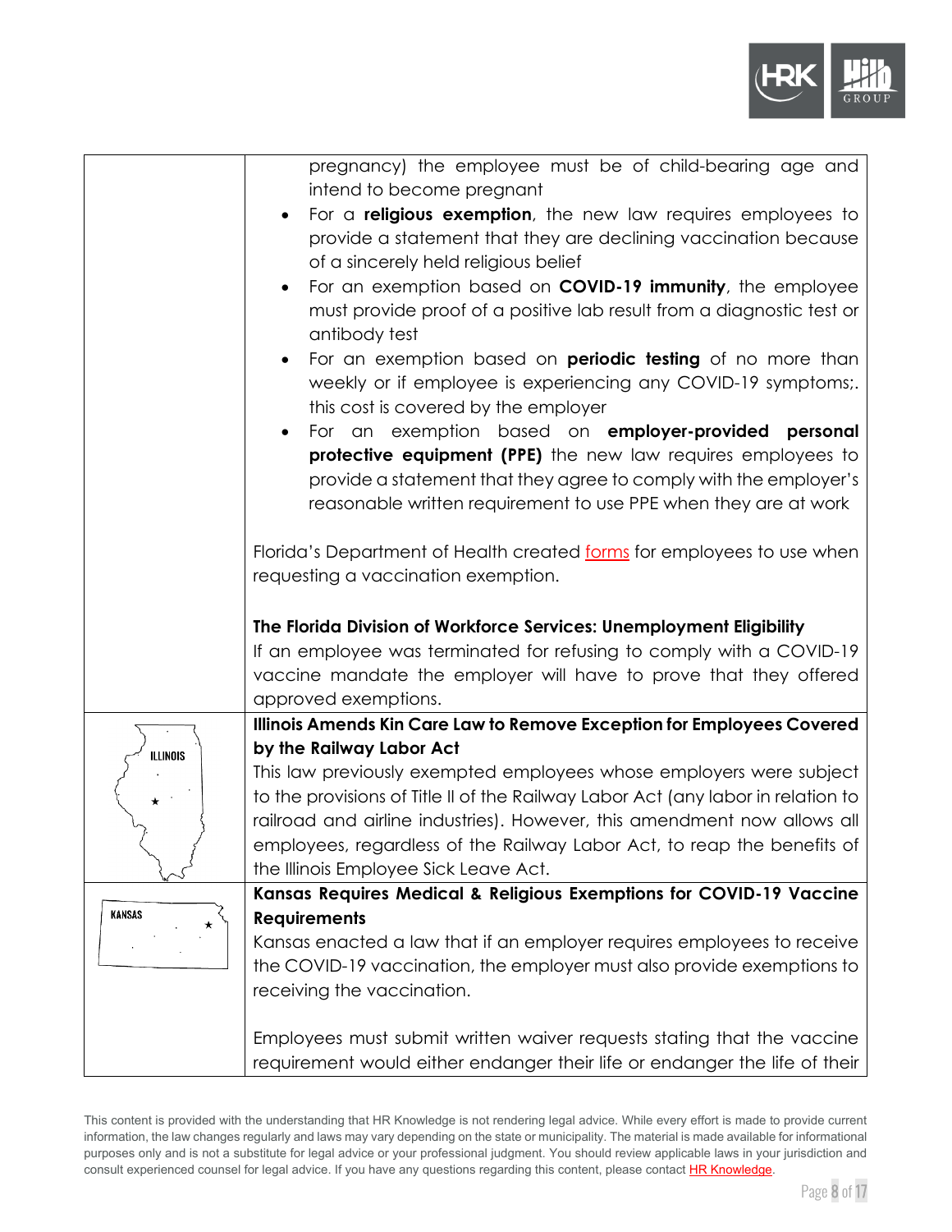| | |
|---|---|
| | pregnancy) the employee must be of child-bearing age and intend to become pregnant<br>• For a **religious exemption**, the new law requires employees to provide a statement that they are declining vaccination because of a sincerely held religious belief<br>• For an exemption based on **COVID-19 immunity**, the employee must provide proof of a positive lab result from a diagnostic test or antibody test<br>• For an exemption based on **periodic testing** of no more than weekly or if employee is experiencing any COVID-19 symptoms;. this cost is covered by the employer<br>• For an exemption based on **employer-provided personal protective equipment (PPE)** the new law requires employees to provide a statement that they agree to comply with the employer's reasonable written requirement to use PPE when they are at work<br><br>Florida's Department of Health created forms for employees to use when requesting a vaccination exemption.<br><br>**The Florida Division of Workforce Services: Unemployment Eligibility**<br>If an employee was terminated for refusing to comply with a COVID-19 vaccine mandate the employer will have to prove that they offered approved exemptions. |
| ILLINOIS | **Illinois Amends Kin Care Law to Remove Exception for Employees Covered by the Railway Labor Act**<br>This law previously exempted employees whose employers were subject to the provisions of Title II of the Railway Labor Act (any labor in relation to railroad and airline industries). However, this amendment now allows all employees, regardless of the Railway Labor Act, to reap the benefits of the Illinois Employee Sick Leave Act. |
| KANSAS | **Kansas Requires Medical & Religious Exemptions for COVID-19 Vaccine Requirements**<br>Kansas enacted a law that if an employer requires employees to receive the COVID-19 vaccination, the employer must also provide exemptions to receiving the vaccination.<br><br>Employees must submit written waiver requests stating that the vaccine requirement would either endanger their life or endanger the life of their |

This content is provided with the understanding that HR Knowledge is not rendering legal advice. While every effort is made to provide current information, the law changes regularly and laws may vary depending on the state or municipality. The material is made available for informational purposes only and is not a substitute for legal advice or your professional judgment. You should review applicable laws in your jurisdiction and consult experienced counsel for legal advice. If you have any questions regarding this content, please contact HR Knowledge.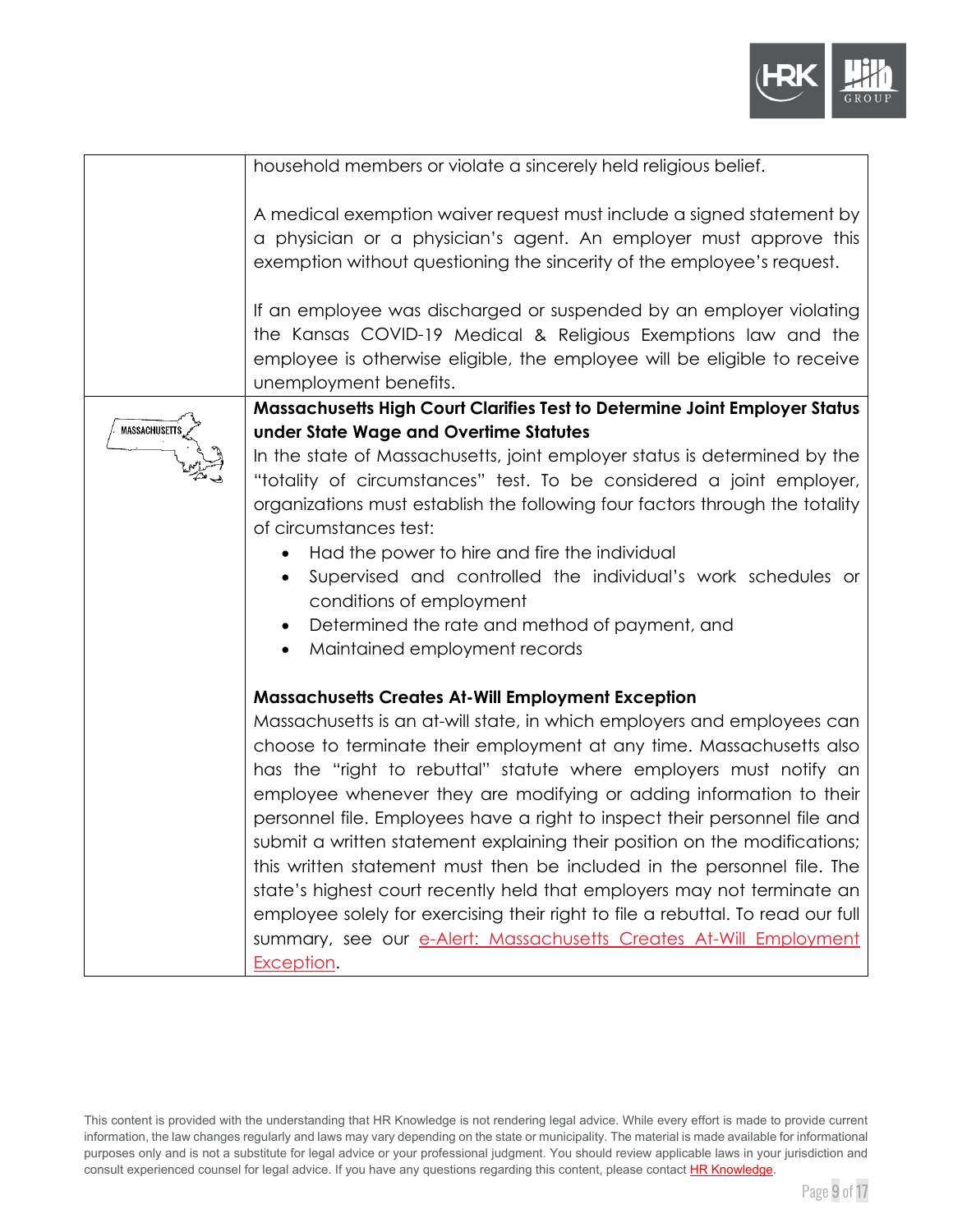| | |
|---|---|
| | household members or violate a sincerely held religious belief.<br><br>A medical exemption waiver request must include a signed statement by a physician or a physician's agent. An employer must approve this exemption without questioning the sincerity of the employee's request.<br><br>If an employee was discharged or suspended by an employer violating the Kansas COVID-19 Medical & Religious Exemptions law and the employee is otherwise eligible, the employee will be eligible to receive unemployment benefits. |
| MASSACHUSETTS | **Massachusetts High Court Clarifies Test to Determine Joint Employer Status under State Wage and Overtime Statutes**<br>In the state of Massachusetts, joint employer status is determined by the "totality of circumstances" test. To be considered a joint employer, organizations must establish the following four factors through the totality of circumstances test:<br>• Had the power to hire and fire the individual<br>• Supervised and controlled the individual's work schedules or conditions of employment<br>• Determined the rate and method of payment, and<br>• Maintained employment records<br><br>**Massachusetts Creates At-Will Employment Exception**<br>Massachusetts is an at-will state, in which employers and employees can choose to terminate their employment at any time. Massachusetts also has the "right to rebuttal" statute where employers must notify an employee whenever they are modifying or adding information to their personnel file. Employees have a right to inspect their personnel file and submit a written statement explaining their position on the modifications; this written statement must then be included in the personnel file. The state's highest court recently held that employers may not terminate an employee solely for exercising their right to file a rebuttal. To read our full summary, see our e-Alert: Massachusetts Creates At-Will Employment Exception. |

This content is provided with the understanding that HR Knowledge is not rendering legal advice. While every effort is made to provide current information, the law changes regularly and laws may vary depending on the state or municipality. The material is made available for informational purposes only and is not a substitute for legal advice or your professional judgment. You should review applicable laws in your jurisdiction and consult experienced counsel for legal advice. If you have any questions regarding this content, please contact HR Knowledge.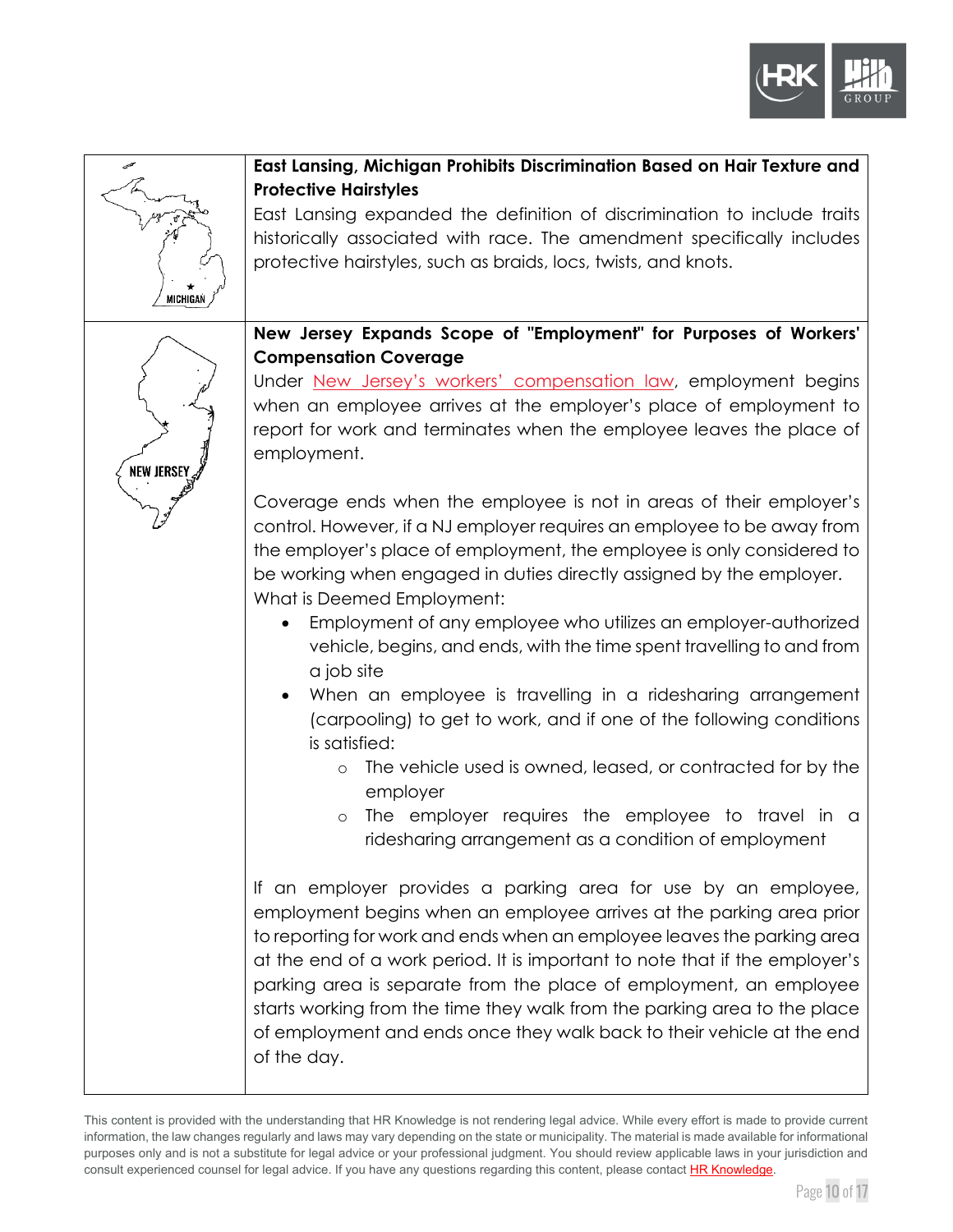| | |
|---|---|
| MICHIGAN | **East Lansing, Michigan Prohibits Discrimination Based on Hair Texture and Protective Hairstyles**<br>East Lansing expanded the definition of discrimination to include traits historically associated with race. The amendment specifically includes protective hairstyles, such as braids, locs, twists, and knots. |
| NEW JERSEY | **New Jersey Expands Scope of "Employment" for Purposes of Workers' Compensation Coverage**<br>Under New Jersey's workers' compensation law, employment begins when an employee arrives at the employer's place of employment to report for work and terminates when the employee leaves the place of employment.<br><br>Coverage ends when the employee is not in areas of their employer's control. However, if a NJ employer requires an employee to be away from the employer's place of employment, the employee is only considered to be working when engaged in duties directly assigned by the employer.<br>What is Deemed Employment:<br>• Employment of any employee who utilizes an employer-authorized vehicle, begins, and ends, with the time spent travelling to and from a job site<br>• When an employee is travelling in a ridesharing arrangement (carpooling) to get to work, and if one of the following conditions is satisfied:<br>&nbsp;&nbsp;&nbsp;&nbsp;○ The vehicle used is owned, leased, or contracted for by the employer<br>&nbsp;&nbsp;&nbsp;&nbsp;○ The employer requires the employee to travel in a ridesharing arrangement as a condition of employment<br><br>If an employer provides a parking area for use by an employee, employment begins when an employee arrives at the parking area prior to reporting for work and ends when an employee leaves the parking area at the end of a work period. It is important to note that if the employer's parking area is separate from the place of employment, an employee starts working from the time they walk from the parking area to the place of employment and ends once they walk back to their vehicle at the end of the day. |

This content is provided with the understanding that HR Knowledge is not rendering legal advice. While every effort is made to provide current information, the law changes regularly and laws may vary depending on the state or municipality. The material is made available for informational purposes only and is not a substitute for legal advice or your professional judgment. You should review applicable laws in your jurisdiction and consult experienced counsel for legal advice. If you have any questions regarding this content, please contact HR Knowledge.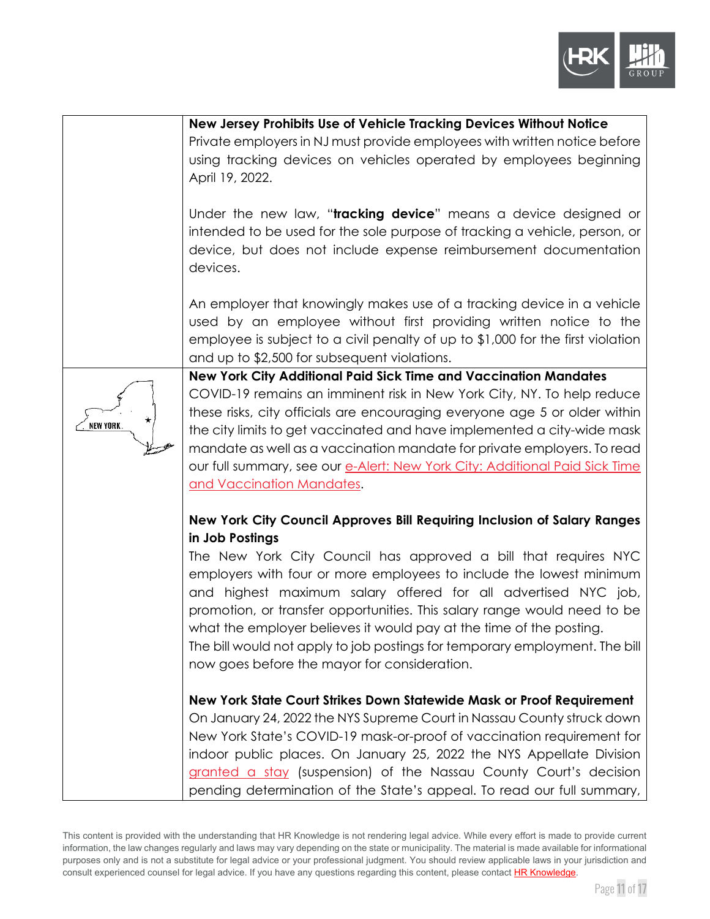**New Jersey Prohibits Use of Vehicle Tracking Devices Without Notice**

Private employers in NJ must provide employees with written notice before using tracking devices on vehicles operated by employees beginning April 19, 2022.

Under the new law, "**tracking device**" means a device designed or intended to be used for the sole purpose of tracking a vehicle, person, or device, but does not include expense reimbursement documentation devices.

An employer that knowingly makes use of a tracking device in a vehicle used by an employee without first providing written notice to the employee is subject to a civil penalty of up to $1,000 for the first violation and up to $2,500 for subsequent violations.

NEW YORK

**New York City Additional Paid Sick Time and Vaccination Mandates**

COVID-19 remains an imminent risk in New York City, NY. To help reduce these risks, city officials are encouraging everyone age 5 or older within the city limits to get vaccinated and have implemented a city-wide mask mandate as well as a vaccination mandate for private employers. To read our full summary, see our e-Alert: New York City: Additional Paid Sick Time and Vaccination Mandates.

**New York City Council Approves Bill Requiring Inclusion of Salary Ranges in Job Postings**

The New York City Council has approved a bill that requires NYC employers with four or more employees to include the lowest minimum and highest maximum salary offered for all advertised NYC job, promotion, or transfer opportunities. This salary range would need to be what the employer believes it would pay at the time of the posting.

The bill would not apply to job postings for temporary employment. The bill now goes before the mayor for consideration.

**New York State Court Strikes Down Statewide Mask or Proof Requirement**

On January 24, 2022 the NYS Supreme Court in Nassau County struck down New York State's COVID-19 mask-or-proof of vaccination requirement for indoor public places. On January 25, 2022 the NYS Appellate Division granted a stay (suspension) of the Nassau County Court's decision pending determination of the State's appeal. To read our full summary,

This content is provided with the understanding that HR Knowledge is not rendering legal advice. While every effort is made to provide current information, the law changes regularly and laws may vary depending on the state or municipality. The material is made available for informational purposes only and is not a substitute for legal advice or your professional judgment. You should review applicable laws in your jurisdiction and consult experienced counsel for legal advice. If you have any questions regarding this content, please contact HR Knowledge.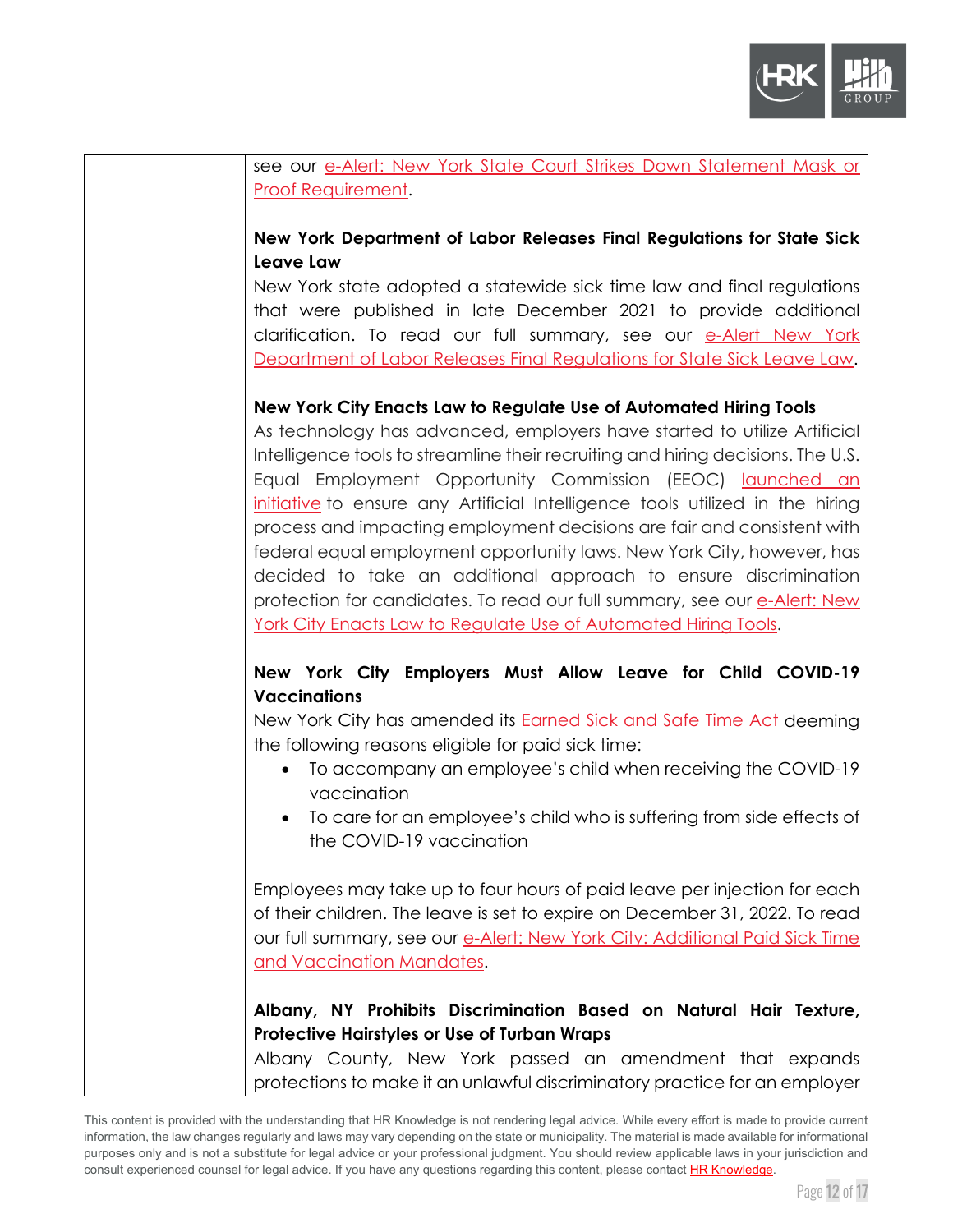see our e-Alert: New York State Court Strikes Down Statement Mask or Proof Requirement.

**New York Department of Labor Releases Final Regulations for State Sick Leave Law**

New York state adopted a statewide sick time law and final regulations that were published in late December 2021 to provide additional clarification. To read our full summary, see our e-Alert New York Department of Labor Releases Final Regulations for State Sick Leave Law.

**New York City Enacts Law to Regulate Use of Automated Hiring Tools**

As technology has advanced, employers have started to utilize Artificial Intelligence tools to streamline their recruiting and hiring decisions. The U.S. Equal Employment Opportunity Commission (EEOC) launched an initiative to ensure any Artificial Intelligence tools utilized in the hiring process and impacting employment decisions are fair and consistent with federal equal employment opportunity laws. New York City, however, has decided to take an additional approach to ensure discrimination protection for candidates. To read our full summary, see our e-Alert: New York City Enacts Law to Regulate Use of Automated Hiring Tools.

**New York City Employers Must Allow Leave for Child COVID-19 Vaccinations**

New York City has amended its Earned Sick and Safe Time Act deeming the following reasons eligible for paid sick time:

- To accompany an employee's child when receiving the COVID-19 vaccination
- To care for an employee's child who is suffering from side effects of the COVID-19 vaccination

Employees may take up to four hours of paid leave per injection for each of their children. The leave is set to expire on December 31, 2022. To read our full summary, see our e-Alert: New York City: Additional Paid Sick Time and Vaccination Mandates.

**Albany, NY Prohibits Discrimination Based on Natural Hair Texture, Protective Hairstyles or Use of Turban Wraps**

Albany County, New York passed an amendment that expands protections to make it an unlawful discriminatory practice for an employer

This content is provided with the understanding that HR Knowledge is not rendering legal advice. While every effort is made to provide current information, the law changes regularly and laws may vary depending on the state or municipality. The material is made available for informational purposes only and is not a substitute for legal advice or your professional judgment. You should review applicable laws in your jurisdiction and consult experienced counsel for legal advice. If you have any questions regarding this content, please contact HR Knowledge.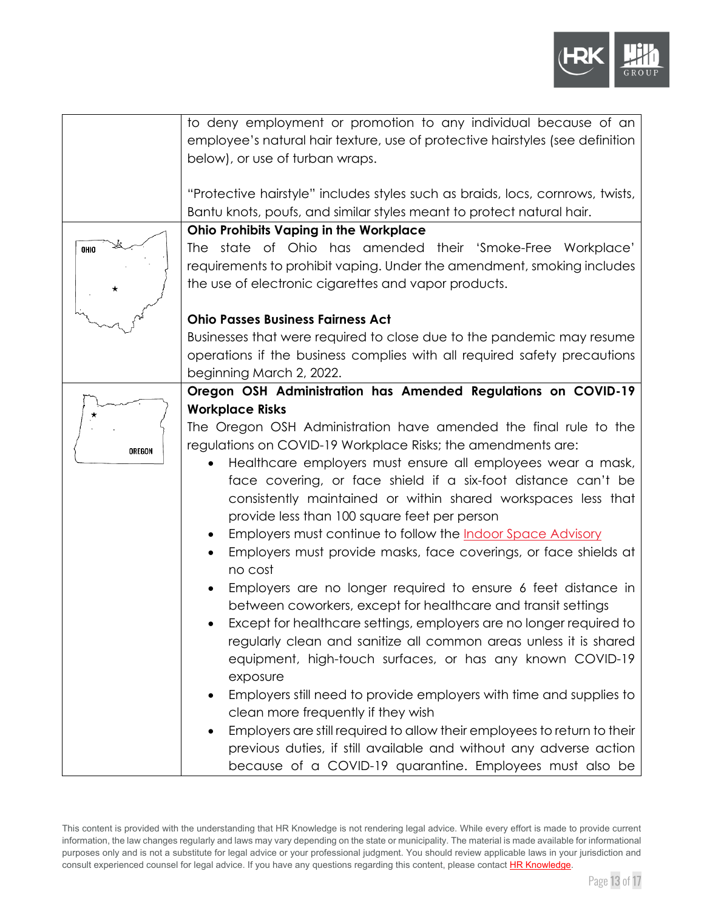| | |
|---|---|
| | to deny employment or promotion to any individual because of an employee's natural hair texture, use of protective hairstyles (see definition below), or use of turban wraps.<br><br>"Protective hairstyle" includes styles such as braids, locs, cornrows, twists, Bantu knots, poufs, and similar styles meant to protect natural hair. |
| OHIO | **Ohio Prohibits Vaping in the Workplace**<br>The state of Ohio has amended their 'Smoke-Free Workplace' requirements to prohibit vaping. Under the amendment, smoking includes the use of electronic cigarettes and vapor products.<br><br>**Ohio Passes Business Fairness Act**<br>Businesses that were required to close due to the pandemic may resume operations if the business complies with all required safety precautions beginning March 2, 2022. |
| OREGON | **Oregon OSH Administration has Amended Regulations on COVID-19 Workplace Risks**<br>The Oregon OSH Administration have amended the final rule to the regulations on COVID-19 Workplace Risks; the amendments are:<br>• Healthcare employers must ensure all employees wear a mask, face covering, or face shield if a six-foot distance can't be consistently maintained or within shared workspaces less that provide less than 100 square feet per person<br>• Employers must continue to follow the Indoor Space Advisory<br>• Employers must provide masks, face coverings, or face shields at no cost<br>• Employers are no longer required to ensure 6 feet distance in between coworkers, except for healthcare and transit settings<br>• Except for healthcare settings, employers are no longer required to regularly clean and sanitize all common areas unless it is shared equipment, high-touch surfaces, or has any known COVID-19 exposure<br>• Employers still need to provide employers with time and supplies to clean more frequently if they wish<br>• Employers are still required to allow their employees to return to their previous duties, if still available and without any adverse action because of a COVID-19 quarantine. Employees must also be |

This content is provided with the understanding that HR Knowledge is not rendering legal advice. While every effort is made to provide current information, the law changes regularly and laws may vary depending on the state or municipality. The material is made available for informational purposes only and is not a substitute for legal advice or your professional judgment. You should review applicable laws in your jurisdiction and consult experienced counsel for legal advice. If you have any questions regarding this content, please contact HR Knowledge.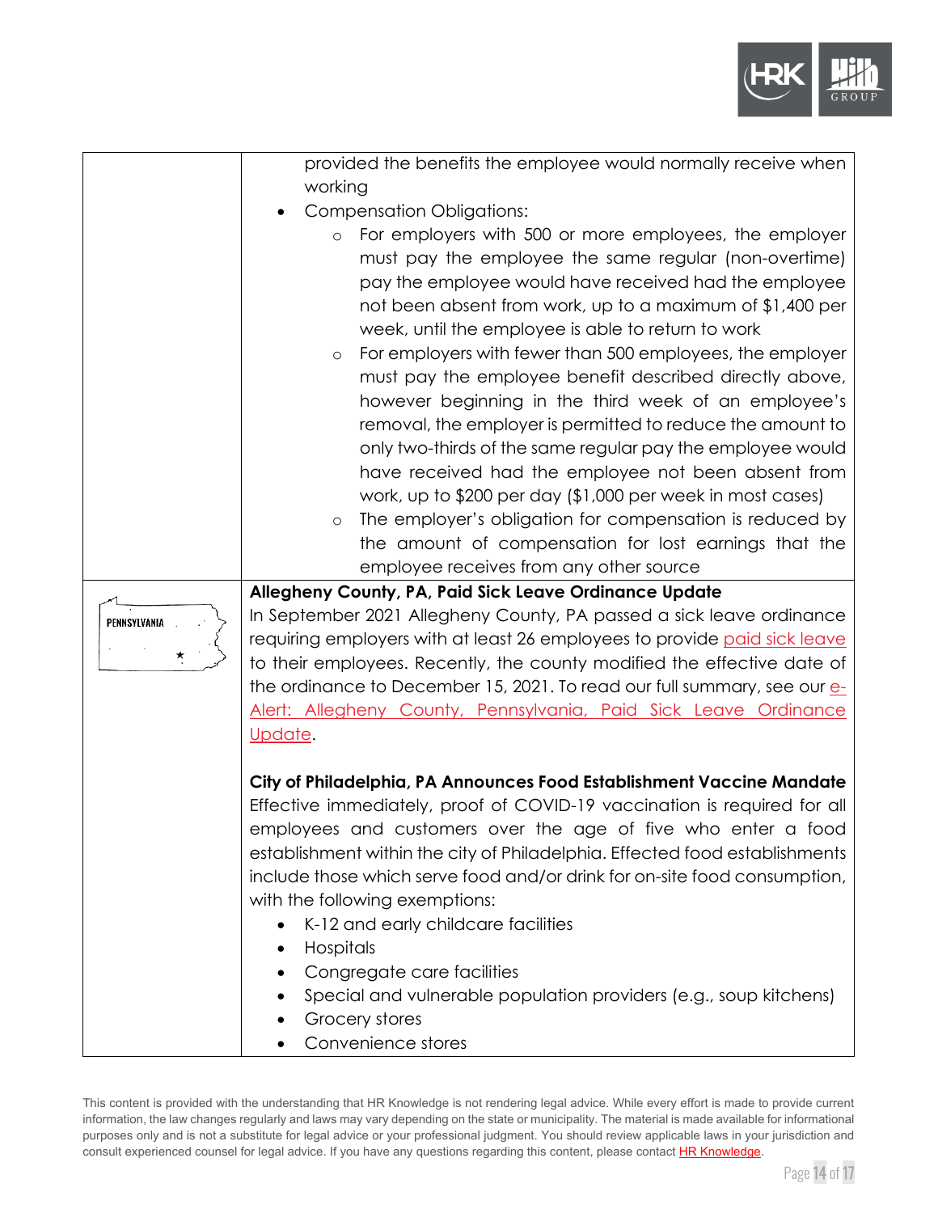| | |
|---|---|
| | provided the benefits the employee would normally receive when working<br>• Compensation Obligations:<br>  ○ For employers with 500 or more employees, the employer must pay the employee the same regular (non-overtime) pay the employee would have received had the employee not been absent from work, up to a maximum of $1,400 per week, until the employee is able to return to work<br>  ○ For employers with fewer than 500 employees, the employer must pay the employee benefit described directly above, however beginning in the third week of an employee's removal, the employer is permitted to reduce the amount to only two-thirds of the same regular pay the employee would have received had the employee not been absent from work, up to $200 per day ($1,000 per week in most cases)<br>  ○ The employer's obligation for compensation is reduced by the amount of compensation for lost earnings that the employee receives from any other source |
| PENNSYLVANIA | **Allegheny County, PA, Paid Sick Leave Ordinance Update**<br>In September 2021 Allegheny County, PA passed a sick leave ordinance requiring employers with at least 26 employees to provide paid sick leave to their employees. Recently, the county modified the effective date of the ordinance to December 15, 2021. To read our full summary, see our e-Alert: Allegheny County, Pennsylvania, Paid Sick Leave Ordinance Update.<br><br>**City of Philadelphia, PA Announces Food Establishment Vaccine Mandate**<br>Effective immediately, proof of COVID-19 vaccination is required for all employees and customers over the age of five who enter a food establishment within the city of Philadelphia. Effected food establishments include those which serve food and/or drink for on-site food consumption, with the following exemptions:<br>• K-12 and early childcare facilities<br>• Hospitals<br>• Congregate care facilities<br>• Special and vulnerable population providers (e.g., soup kitchens)<br>• Grocery stores<br>• Convenience stores |

This content is provided with the understanding that HR Knowledge is not rendering legal advice. While every effort is made to provide current information, the law changes regularly and laws may vary depending on the state or municipality. The material is made available for informational purposes only and is not a substitute for legal advice or your professional judgment. You should review applicable laws in your jurisdiction and consult experienced counsel for legal advice. If you have any questions regarding this content, please contact HR Knowledge.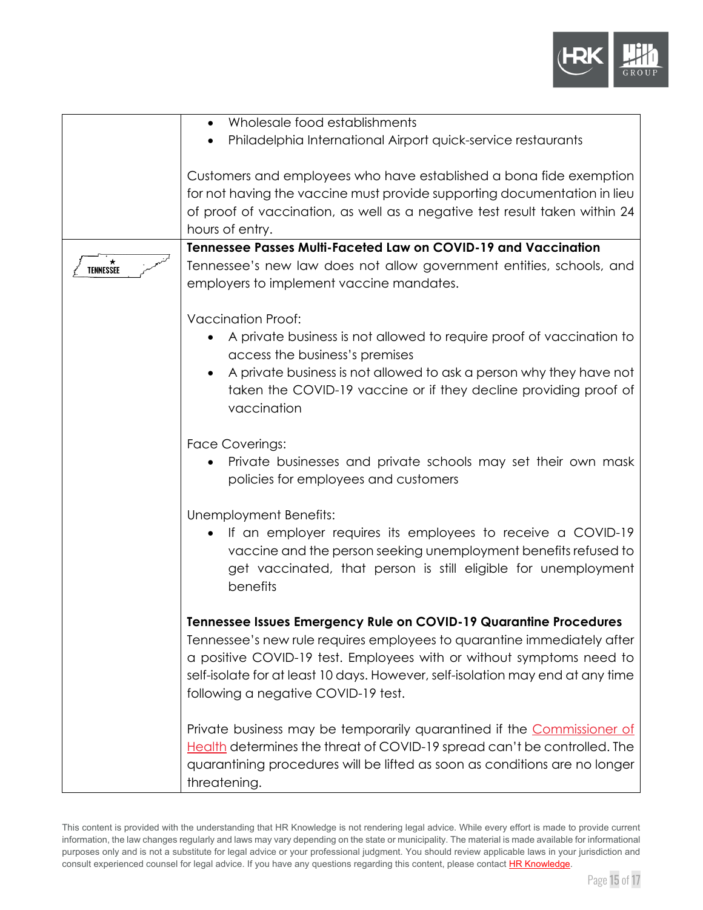| | |
|---|---|
| | • Wholesale food establishments<br>• Philadelphia International Airport quick-service restaurants<br><br>Customers and employees who have established a bona fide exemption for not having the vaccine must provide supporting documentation in lieu of proof of vaccination, as well as a negative test result taken within 24 hours of entry. |
| TENNESSEE | **Tennessee Passes Multi-Faceted Law on COVID-19 and Vaccination**<br>Tennessee's new law does not allow government entities, schools, and employers to implement vaccine mandates.<br><br>Vaccination Proof:<br>• A private business is not allowed to require proof of vaccination to access the business's premises<br>• A private business is not allowed to ask a person why they have not taken the COVID-19 vaccine or if they decline providing proof of vaccination<br><br>Face Coverings:<br>• Private businesses and private schools may set their own mask policies for employees and customers<br><br>Unemployment Benefits:<br>• If an employer requires its employees to receive a COVID-19 vaccine and the person seeking unemployment benefits refused to get vaccinated, that person is still eligible for unemployment benefits<br><br>**Tennessee Issues Emergency Rule on COVID-19 Quarantine Procedures**<br>Tennessee's new rule requires employees to quarantine immediately after a positive COVID-19 test. Employees with or without symptoms need to self-isolate for at least 10 days. However, self-isolation may end at any time following a negative COVID-19 test.<br><br>Private business may be temporarily quarantined if the Commissioner of Health determines the threat of COVID-19 spread can't be controlled. The quarantining procedures will be lifted as soon as conditions are no longer threatening. |

This content is provided with the understanding that HR Knowledge is not rendering legal advice. While every effort is made to provide current information, the law changes regularly and laws may vary depending on the state or municipality. The material is made available for informational purposes only and is not a substitute for legal advice or your professional judgment. You should review applicable laws in your jurisdiction and consult experienced counsel for legal advice. If you have any questions regarding this content, please contact HR Knowledge.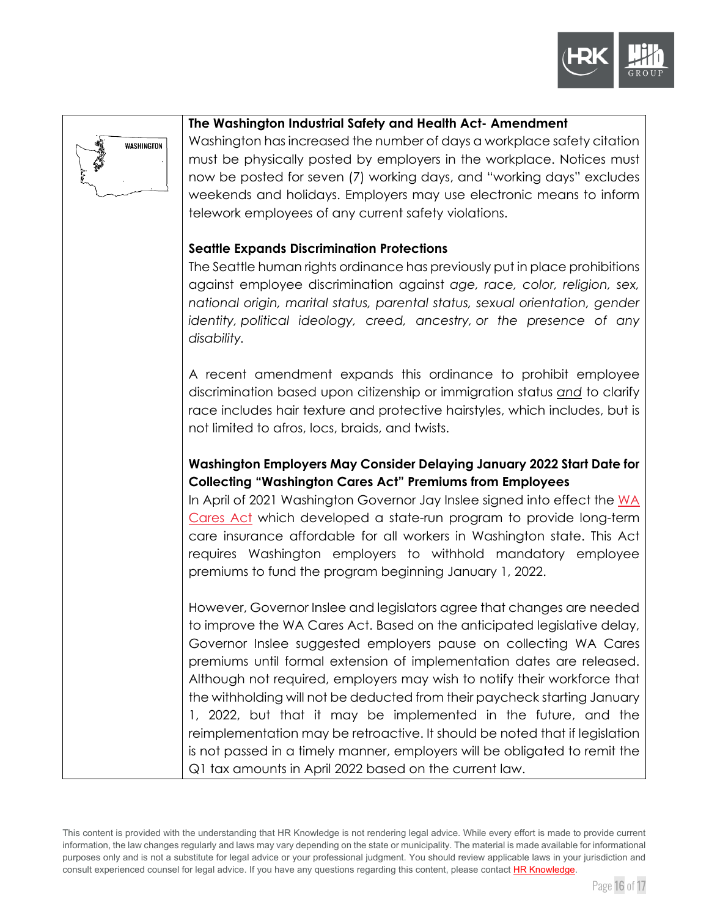WASHINGTON

**The Washington Industrial Safety and Health Act- Amendment**

Washington has increased the number of days a workplace safety citation must be physically posted by employers in the workplace. Notices must now be posted for seven (7) working days, and "working days" excludes weekends and holidays. Employers may use electronic means to inform telework employees of any current safety violations.

**Seattle Expands Discrimination Protections**

The Seattle human rights ordinance has previously put in place prohibitions against employee discrimination against *age, race, color, religion, sex, national origin, marital status, parental status, sexual orientation, gender identity, political ideology, creed, ancestry, or the presence of any disability.*

A recent amendment expands this ordinance to prohibit employee discrimination based upon citizenship or immigration status *and* to clarify race includes hair texture and protective hairstyles, which includes, but is not limited to afros, locs, braids, and twists.

**Washington Employers May Consider Delaying January 2022 Start Date for Collecting "Washington Cares Act" Premiums from Employees**

In April of 2021 Washington Governor Jay Inslee signed into effect the WA Cares Act which developed a state-run program to provide long-term care insurance affordable for all workers in Washington state. This Act requires Washington employers to withhold mandatory employee premiums to fund the program beginning January 1, 2022.

However, Governor Inslee and legislators agree that changes are needed to improve the WA Cares Act. Based on the anticipated legislative delay, Governor Inslee suggested employers pause on collecting WA Cares premiums until formal extension of implementation dates are released. Although not required, employers may wish to notify their workforce that the withholding will not be deducted from their paycheck starting January 1, 2022, but that it may be implemented in the future, and the reimplementation may be retroactive. It should be noted that if legislation is not passed in a timely manner, employers will be obligated to remit the Q1 tax amounts in April 2022 based on the current law.

This content is provided with the understanding that HR Knowledge is not rendering legal advice. While every effort is made to provide current information, the law changes regularly and laws may vary depending on the state or municipality. The material is made available for informational purposes only and is not a substitute for legal advice or your professional judgment. You should review applicable laws in your jurisdiction and consult experienced counsel for legal advice. If you have any questions regarding this content, please contact HR Knowledge.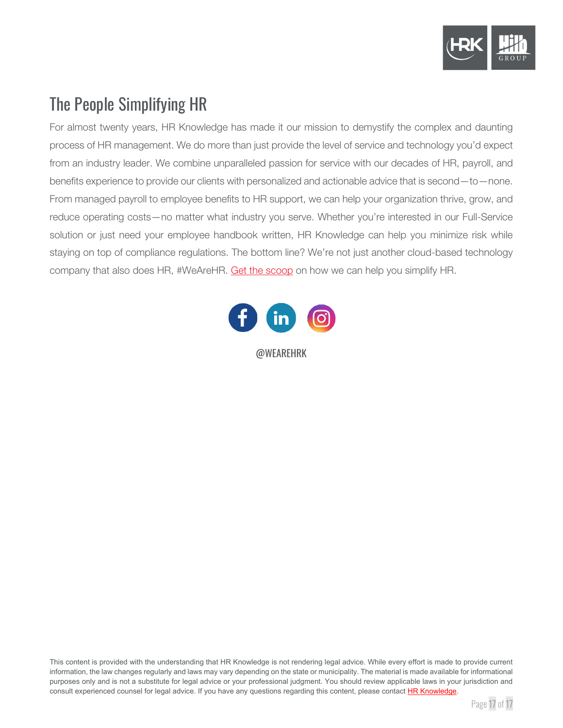# The People Simplifying HR

For almost twenty years, HR Knowledge has made it our mission to demystify the complex and daunting process of HR management. We do more than just provide the level of service and technology you'd expect from an industry leader. We combine unparalleled passion for service with our decades of HR, payroll, and benefits experience to provide our clients with personalized and actionable advice that is second—to—none. From managed payroll to employee benefits to HR support, we can help your organization thrive, grow, and reduce operating costs—no matter what industry you serve. Whether you're interested in our Full-Service solution or just need your employee handbook written, HR Knowledge can help you minimize risk while staying on top of compliance regulations. The bottom line? We're not just another cloud-based technology company that also does HR, #WeAreHR. Get the scoop on how we can help you simplify HR.

@WEAREHRK

This content is provided with the understanding that HR Knowledge is not rendering legal advice. While every effort is made to provide current information, the law changes regularly and laws may vary depending on the state or municipality. The material is made available for informational purposes only and is not a substitute for legal advice or your professional judgment. You should review applicable laws in your jurisdiction and consult experienced counsel for legal advice. If you have any questions regarding this content, please contact HR Knowledge.